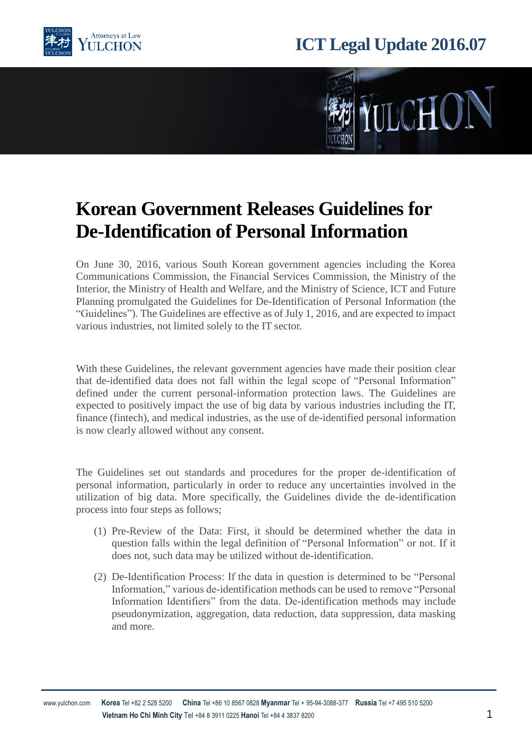# Korean Government Releases Guidelines for De-Identification of Personal Information

On June 30, 2016, various South Korean government agencies including the Korea Communications Commission, the Financial Services Commission, the Ministry of the Interior, the Ministry of Health and Welfare, and the Ministry of Science, ICT and Future Planning promulgated the Guidelines for De-Identification of Personal Information (the "Guidelines"). The Guidelines are effective as of July 1, 2016, and are expected to impact various industries, not limited solely to the IT sector.

With these Guidelines, the relevant government agencies have made their position clear that de-identified data does not fall within the legal scope of "Personal Information" defined under the current personal-information protection laws. The Guidelines are expected to positively impact the use of big data by various industries including the IT, finance (fintech), and medical industries, as the use of de-identified personal information is now clearly allowed without any consent.

The Guidelines set out standards and procedures for the proper de-identification of personal information, particularly in order to reduce any uncertainties involved in the utilization of big data. More specifically, the Guidelines divide the de-identification process into four steps as follows;

(1) Pre-Review of the Data: First, it should be determined whether the data in question falls within the legal definition of "Personal Information" or not. If it does not, such data may be utilized without de-identification.

(2) De-Identification Process: If the data in question is determined to be "Personal Information," various de-identification methods can be used to remove "Personal Information Identifiers" from the data. De-identification methods may include pseudonymization, aggregation, data reduction, data suppression, data masking and more.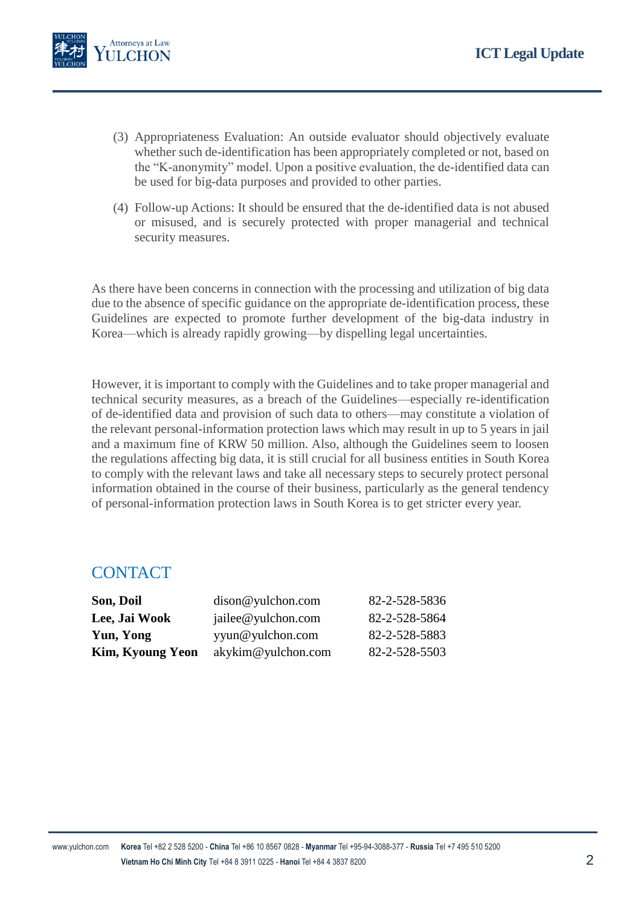(3) Appropriateness Evaluation: An outside evaluator should objectively evaluate whether such de-identification has been appropriately completed or not, based on the "K-anonymity" model. Upon a positive evaluation, the de-identified data can be used for big-data purposes and provided to other parties.

(4) Follow-up Actions: It should be ensured that the de-identified data is not abused or misused, and is securely protected with proper managerial and technical security measures.

As there have been concerns in connection with the processing and utilization of big data due to the absence of specific guidance on the appropriate de-identification process, these Guidelines are expected to promote further development of the big-data industry in Korea—which is already rapidly growing—by dispelling legal uncertainties.

However, it is important to comply with the Guidelines and to take proper managerial and technical security measures, as a breach of the Guidelines—especially re-identification of de-identified data and provision of such data to others—may constitute a violation of the relevant personal-information protection laws which may result in up to 5 years in jail and a maximum fine of KRW 50 million. Also, although the Guidelines seem to loosen the regulations affecting big data, it is still crucial for all business entities in South Korea to comply with the relevant laws and take all necessary steps to securely protect personal information obtained in the course of their business, particularly as the general tendency of personal-information protection laws in South Korea is to get stricter every year.

## CONTACT

| | | |
|---|---|---|
| **Son, Doil** | dison@yulchon.com | 82-2-528-5836 |
| **Lee, Jai Wook** | jailee@yulchon.com | 82-2-528-5864 |
| **Yun, Yong** | yyun@yulchon.com | 82-2-528-5883 |
| **Kim, Kyoung Yeon** | akykim@yulchon.com | 82-2-528-5503 |

www.yulchon.com **Korea** Tel +82 2 528 5200 - **China** Tel +86 10 8567 0828 - **Myanmar** Tel +95-94-3088-377 - **Russia** Tel +7 495 510 5200
**Vietnam Ho Chi Minh City** Tel +84 8 3911 0225 - **Hanoi** Tel +84 4 3837 8200